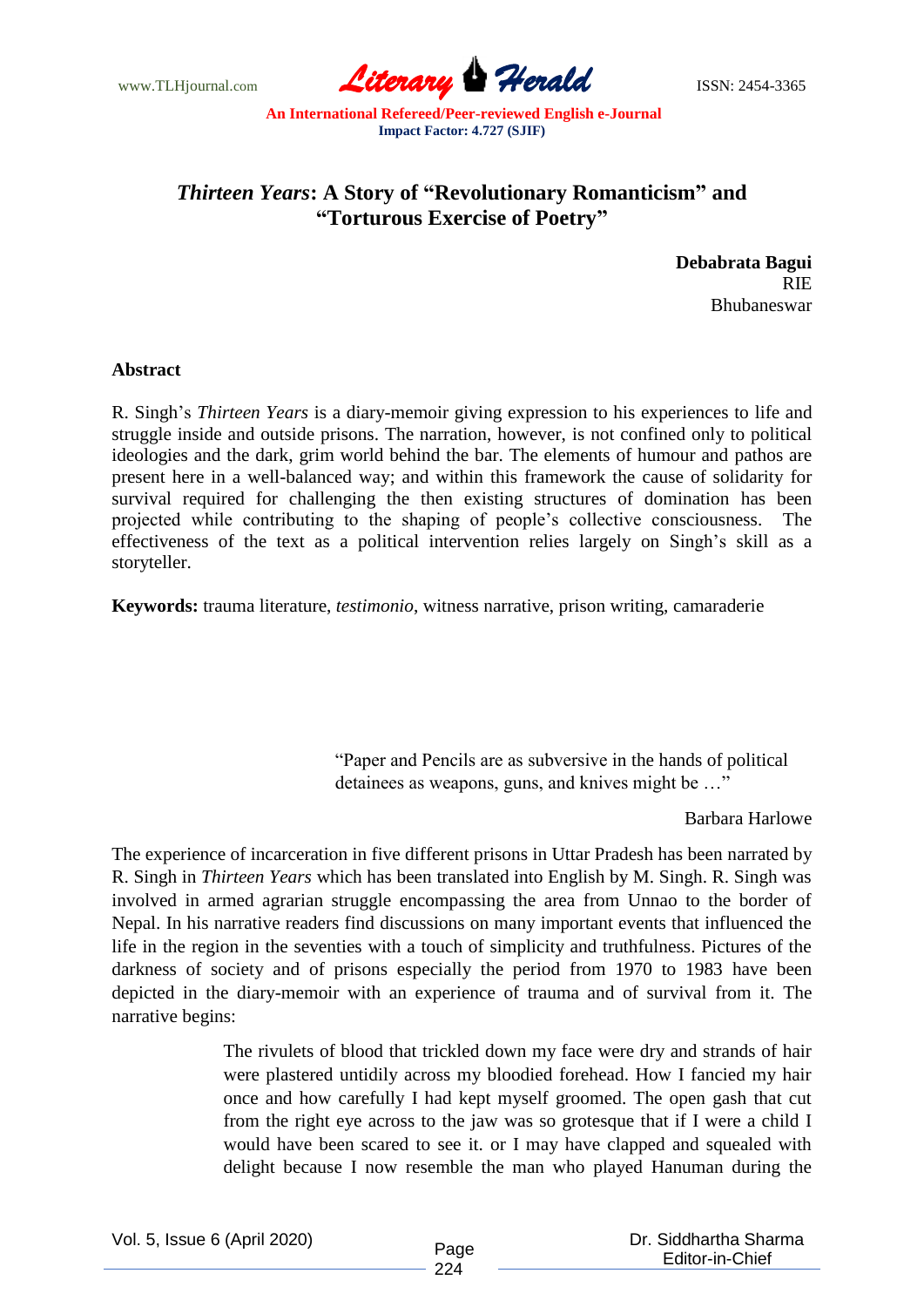# *Thirteen Years*: A Story of "Revolutionary Romanticism" and "Torturous Exercise of Poetry"

**Debabrata Bagui**
RIE
Bhubaneswar

**Abstract**

R. Singh's *Thirteen Years* is a diary-memoir giving expression to his experiences to life and struggle inside and outside prisons. The narration, however, is not confined only to political ideologies and the dark, grim world behind the bar. The elements of humour and pathos are present here in a well-balanced way; and within this framework the cause of solidarity for survival required for challenging the then existing structures of domination has been projected while contributing to the shaping of people's collective consciousness. The effectiveness of the text as a political intervention relies largely on Singh's skill as a storyteller.

**Keywords:** trauma literature, *testimonio*, witness narrative, prison writing, camaraderie

> "Paper and Pencils are as subversive in the hands of political detainees as weapons, guns, and knives might be …"
>
> Barbara Harlowe

The experience of incarceration in five different prisons in Uttar Pradesh has been narrated by R. Singh in *Thirteen Years* which has been translated into English by M. Singh. R. Singh was involved in armed agrarian struggle encompassing the area from Unnao to the border of Nepal. In his narrative readers find discussions on many important events that influenced the life in the region in the seventies with a touch of simplicity and truthfulness. Pictures of the darkness of society and of prisons especially the period from 1970 to 1983 have been depicted in the diary-memoir with an experience of trauma and of survival from it. The narrative begins:

> The rivulets of blood that trickled down my face were dry and strands of hair were plastered untidily across my bloodied forehead. How I fancied my hair once and how carefully I had kept myself groomed. The open gash that cut from the right eye across to the jaw was so grotesque that if I were a child I would have been scared to see it. or I may have clapped and squealed with delight because I now resemble the man who played Hanuman during the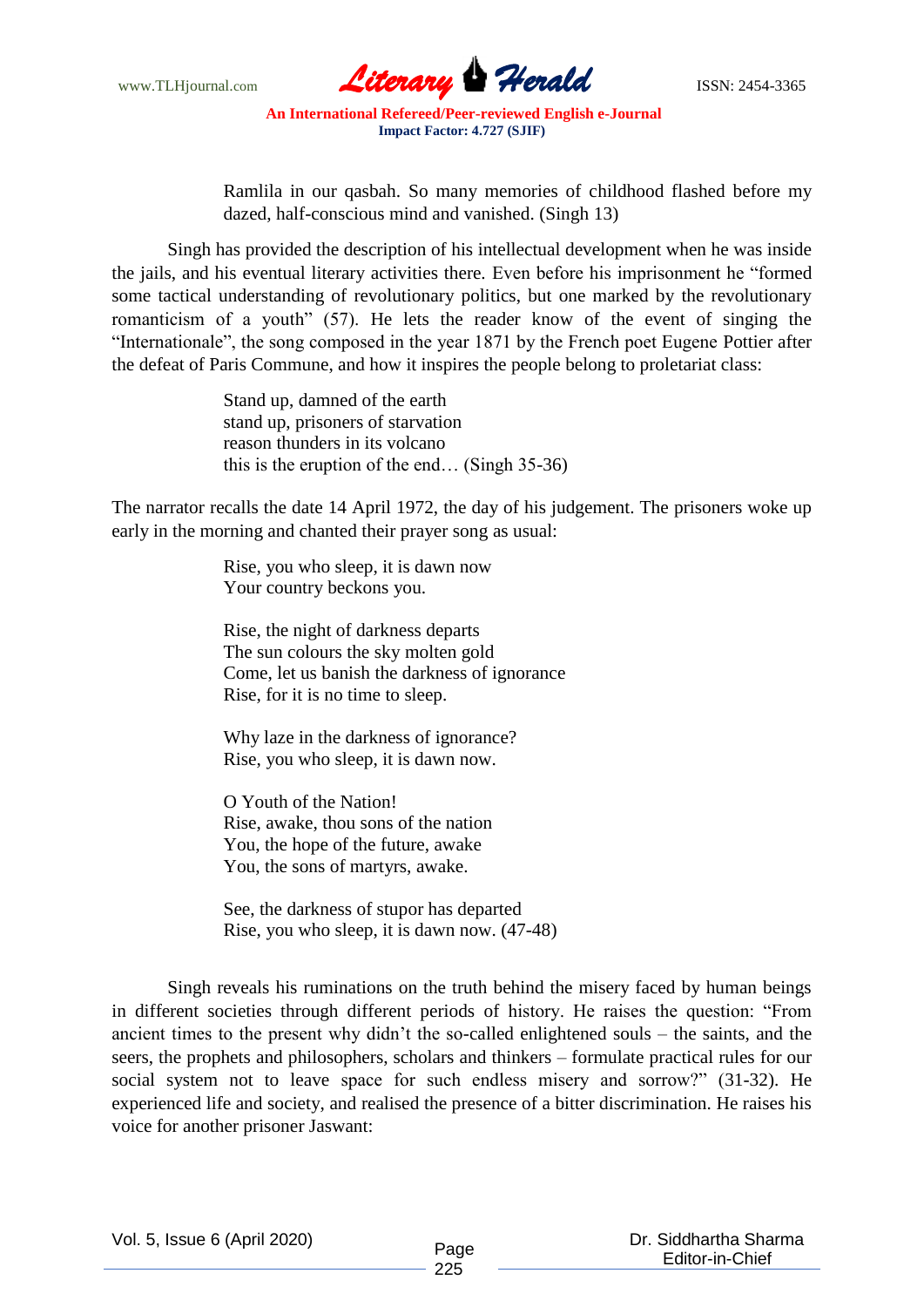> Ramlila in our qasbah. So many memories of childhood flashed before my dazed, half-conscious mind and vanished. (Singh 13)

Singh has provided the description of his intellectual development when he was inside the jails, and his eventual literary activities there. Even before his imprisonment he "formed some tactical understanding of revolutionary politics, but one marked by the revolutionary romanticism of a youth" (57). He lets the reader know of the event of singing the "Internationale", the song composed in the year 1871 by the French poet Eugene Pottier after the defeat of Paris Commune, and how it inspires the people belong to proletariat class:

> Stand up, damned of the earth
> stand up, prisoners of starvation
> reason thunders in its volcano
> this is the eruption of the end… (Singh 35-36)

The narrator recalls the date 14 April 1972, the day of his judgement. The prisoners woke up early in the morning and chanted their prayer song as usual:

> Rise, you who sleep, it is dawn now
> Your country beckons you.
>
> Rise, the night of darkness departs
> The sun colours the sky molten gold
> Come, let us banish the darkness of ignorance
> Rise, for it is no time to sleep.
>
> Why laze in the darkness of ignorance?
> Rise, you who sleep, it is dawn now.
>
> O Youth of the Nation!
> Rise, awake, thou sons of the nation
> You, the hope of the future, awake
> You, the sons of martyrs, awake.
>
> See, the darkness of stupor has departed
> Rise, you who sleep, it is dawn now. (47-48)

Singh reveals his ruminations on the truth behind the misery faced by human beings in different societies through different periods of history. He raises the question: "From ancient times to the present why didn't the so-called enlightened souls – the saints, and the seers, the prophets and philosophers, scholars and thinkers – formulate practical rules for our social system not to leave space for such endless misery and sorrow?" (31-32). He experienced life and society, and realised the presence of a bitter discrimination. He raises his voice for another prisoner Jaswant: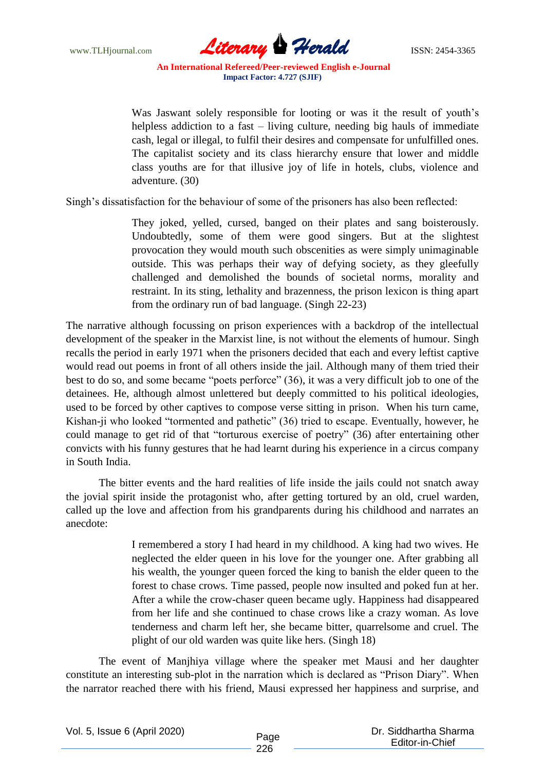> Was Jaswant solely responsible for looting or was it the result of youth's helpless addiction to a fast – living culture, needing big hauls of immediate cash, legal or illegal, to fulfil their desires and compensate for unfulfilled ones. The capitalist society and its class hierarchy ensure that lower and middle class youths are for that illusive joy of life in hotels, clubs, violence and adventure. (30)

Singh's dissatisfaction for the behaviour of some of the prisoners has also been reflected:

> They joked, yelled, cursed, banged on their plates and sang boisterously. Undoubtedly, some of them were good singers. But at the slightest provocation they would mouth such obscenities as were simply unimaginable outside. This was perhaps their way of defying society, as they gleefully challenged and demolished the bounds of societal norms, morality and restraint. In its sting, lethality and brazenness, the prison lexicon is thing apart from the ordinary run of bad language. (Singh 22-23)

The narrative although focussing on prison experiences with a backdrop of the intellectual development of the speaker in the Marxist line, is not without the elements of humour. Singh recalls the period in early 1971 when the prisoners decided that each and every leftist captive would read out poems in front of all others inside the jail. Although many of them tried their best to do so, and some became "poets perforce" (36), it was a very difficult job to one of the detainees. He, although almost unlettered but deeply committed to his political ideologies, used to be forced by other captives to compose verse sitting in prison. When his turn came, Kishan-ji who looked "tormented and pathetic" (36) tried to escape. Eventually, however, he could manage to get rid of that "torturous exercise of poetry" (36) after entertaining other convicts with his funny gestures that he had learnt during his experience in a circus company in South India.

The bitter events and the hard realities of life inside the jails could not snatch away the jovial spirit inside the protagonist who, after getting tortured by an old, cruel warden, called up the love and affection from his grandparents during his childhood and narrates an anecdote:

> I remembered a story I had heard in my childhood. A king had two wives. He neglected the elder queen in his love for the younger one. After grabbing all his wealth, the younger queen forced the king to banish the elder queen to the forest to chase crows. Time passed, people now insulted and poked fun at her. After a while the crow-chaser queen became ugly. Happiness had disappeared from her life and she continued to chase crows like a crazy woman. As love tenderness and charm left her, she became bitter, quarrelsome and cruel. The plight of our old warden was quite like hers. (Singh 18)

The event of Manjhiya village where the speaker met Mausi and her daughter constitute an interesting sub-plot in the narration which is declared as "Prison Diary". When the narrator reached there with his friend, Mausi expressed her happiness and surprise, and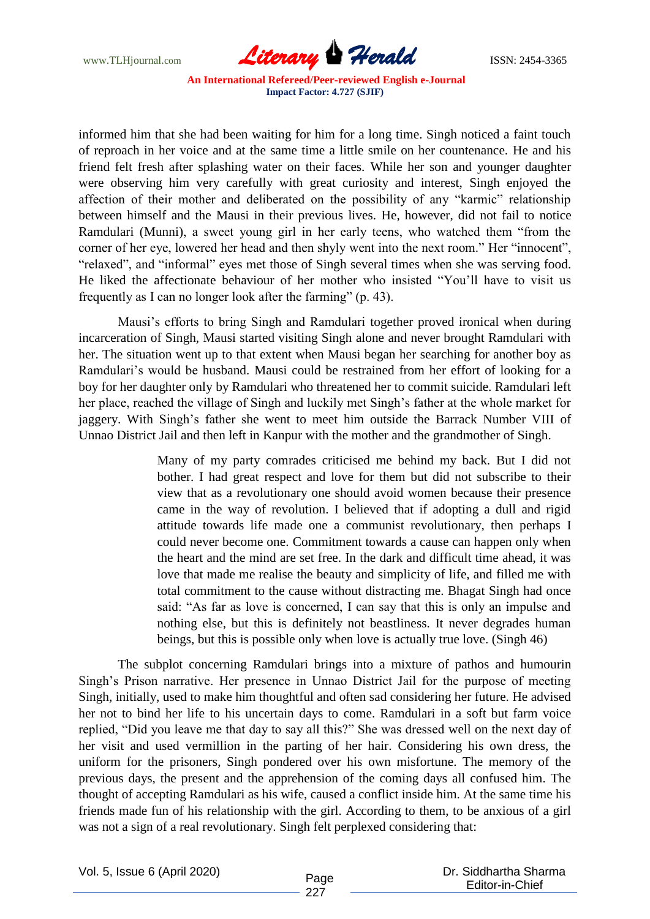informed him that she had been waiting for him for a long time. Singh noticed a faint touch of reproach in her voice and at the same time a little smile on her countenance. He and his friend felt fresh after splashing water on their faces. While her son and younger daughter were observing him very carefully with great curiosity and interest, Singh enjoyed the affection of their mother and deliberated on the possibility of any "karmic" relationship between himself and the Mausi in their previous lives. He, however, did not fail to notice Ramdulari (Munni), a sweet young girl in her early teens, who watched them "from the corner of her eye, lowered her head and then shyly went into the next room." Her "innocent", "relaxed", and "informal" eyes met those of Singh several times when she was serving food. He liked the affectionate behaviour of her mother who insisted "You'll have to visit us frequently as I can no longer look after the farming" (p. 43).

Mausi's efforts to bring Singh and Ramdulari together proved ironical when during incarceration of Singh, Mausi started visiting Singh alone and never brought Ramdulari with her. The situation went up to that extent when Mausi began her searching for another boy as Ramdulari's would be husband. Mausi could be restrained from her effort of looking for a boy for her daughter only by Ramdulari who threatened her to commit suicide. Ramdulari left her place, reached the village of Singh and luckily met Singh's father at the whole market for jaggery. With Singh's father she went to meet him outside the Barrack Number VIII of Unnao District Jail and then left in Kanpur with the mother and the grandmother of Singh.

> Many of my party comrades criticised me behind my back. But I did not bother. I had great respect and love for them but did not subscribe to their view that as a revolutionary one should avoid women because their presence came in the way of revolution. I believed that if adopting a dull and rigid attitude towards life made one a communist revolutionary, then perhaps I could never become one. Commitment towards a cause can happen only when the heart and the mind are set free. In the dark and difficult time ahead, it was love that made me realise the beauty and simplicity of life, and filled me with total commitment to the cause without distracting me. Bhagat Singh had once said: "As far as love is concerned, I can say that this is only an impulse and nothing else, but this is definitely not beastliness. It never degrades human beings, but this is possible only when love is actually true love. (Singh 46)

The subplot concerning Ramdulari brings into a mixture of pathos and humourin Singh's Prison narrative. Her presence in Unnao District Jail for the purpose of meeting Singh, initially, used to make him thoughtful and often sad considering her future. He advised her not to bind her life to his uncertain days to come. Ramdulari in a soft but farm voice replied, "Did you leave me that day to say all this?" She was dressed well on the next day of her visit and used vermillion in the parting of her hair. Considering his own dress, the uniform for the prisoners, Singh pondered over his own misfortune. The memory of the previous days, the present and the apprehension of the coming days all confused him. The thought of accepting Ramdulari as his wife, caused a conflict inside him. At the same time his friends made fun of his relationship with the girl. According to them, to be anxious of a girl was not a sign of a real revolutionary. Singh felt perplexed considering that: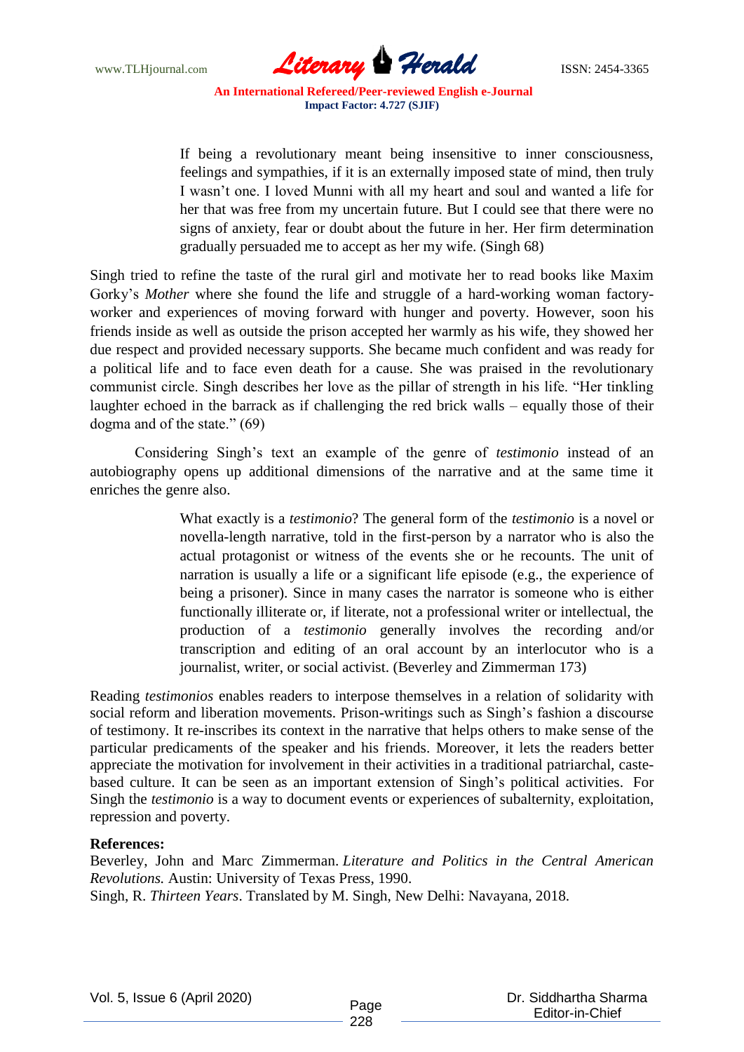> If being a revolutionary meant being insensitive to inner consciousness, feelings and sympathies, if it is an externally imposed state of mind, then truly I wasn't one. I loved Munni with all my heart and soul and wanted a life for her that was free from my uncertain future. But I could see that there were no signs of anxiety, fear or doubt about the future in her. Her firm determination gradually persuaded me to accept as her my wife. (Singh 68)

Singh tried to refine the taste of the rural girl and motivate her to read books like Maxim Gorky's *Mother* where she found the life and struggle of a hard-working woman factory-worker and experiences of moving forward with hunger and poverty. However, soon his friends inside as well as outside the prison accepted her warmly as his wife, they showed her due respect and provided necessary supports. She became much confident and was ready for a political life and to face even death for a cause. She was praised in the revolutionary communist circle. Singh describes her love as the pillar of strength in his life. "Her tinkling laughter echoed in the barrack as if challenging the red brick walls – equally those of their dogma and of the state." (69)

Considering Singh's text an example of the genre of *testimonio* instead of an autobiography opens up additional dimensions of the narrative and at the same time it enriches the genre also.

> What exactly is a *testimonio*? The general form of the *testimonio* is a novel or novella-length narrative, told in the first-person by a narrator who is also the actual protagonist or witness of the events she or he recounts. The unit of narration is usually a life or a significant life episode (e.g., the experience of being a prisoner). Since in many cases the narrator is someone who is either functionally illiterate or, if literate, not a professional writer or intellectual, the production of a *testimonio* generally involves the recording and/or transcription and editing of an oral account by an interlocutor who is a journalist, writer, or social activist. (Beverley and Zimmerman 173)

Reading *testimonios* enables readers to interpose themselves in a relation of solidarity with social reform and liberation movements. Prison-writings such as Singh's fashion a discourse of testimony. It re-inscribes its context in the narrative that helps others to make sense of the particular predicaments of the speaker and his friends. Moreover, it lets the readers better appreciate the motivation for involvement in their activities in a traditional patriarchal, caste-based culture. It can be seen as an important extension of Singh's political activities. For Singh the *testimonio* is a way to document events or experiences of subalternity, exploitation, repression and poverty.

**References:**

Beverley, John and Marc Zimmerman. *Literature and Politics in the Central American Revolutions.* Austin: University of Texas Press, 1990.

Singh, R. *Thirteen Years*. Translated by M. Singh, New Delhi: Navayana, 2018.